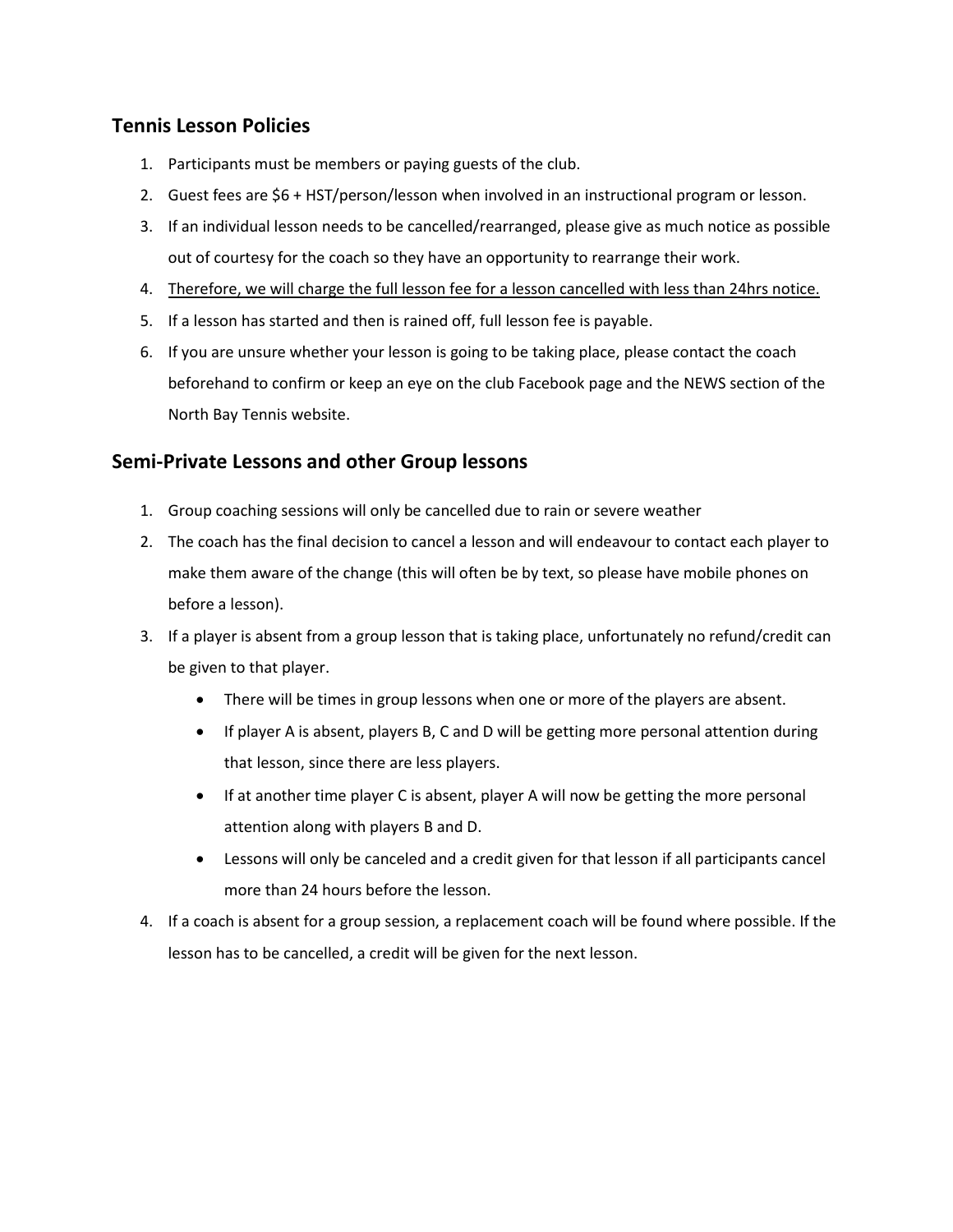## Tennis Lesson Policies

1. Participants must be members or paying guests of the club.
2. Guest fees are $6 + HST/person/lesson when involved in an instructional program or lesson.
3. If an individual lesson needs to be cancelled/rearranged, please give as much notice as possible out of courtesy for the coach so they have an opportunity to rearrange their work.
4. <u>Therefore, we will charge the full lesson fee for a lesson cancelled with less than 24hrs notice.</u>
5. If a lesson has started and then is rained off, full lesson fee is payable.
6. If you are unsure whether your lesson is going to be taking place, please contact the coach beforehand to confirm or keep an eye on the club Facebook page and the NEWS section of the North Bay Tennis website.

## Semi-Private Lessons and other Group lessons

1. Group coaching sessions will only be cancelled due to rain or severe weather
2. The coach has the final decision to cancel a lesson and will endeavour to contact each player to make them aware of the change (this will often be by text, so please have mobile phones on before a lesson).
3. If a player is absent from a group lesson that is taking place, unfortunately no refund/credit can be given to that player.
   - There will be times in group lessons when one or more of the players are absent.
   - If player A is absent, players B, C and D will be getting more personal attention during that lesson, since there are less players.
   - If at another time player C is absent, player A will now be getting the more personal attention along with players B and D.
   - Lessons will only be canceled and a credit given for that lesson if all participants cancel more than 24 hours before the lesson.
4. If a coach is absent for a group session, a replacement coach will be found where possible. If the lesson has to be cancelled, a credit will be given for the next lesson.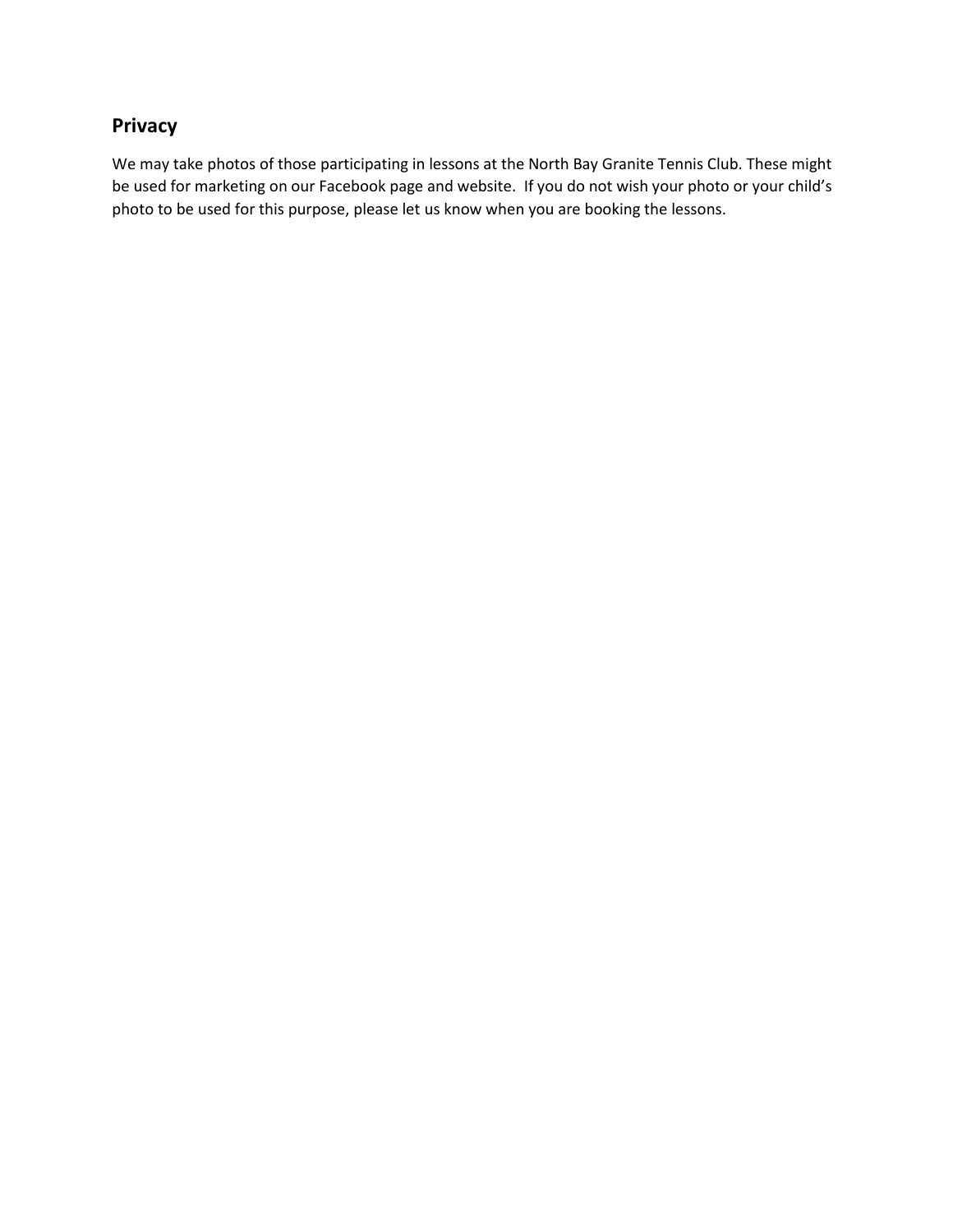## Privacy

We may take photos of those participating in lessons at the North Bay Granite Tennis Club. These might be used for marketing on our Facebook page and website. If you do not wish your photo or your child's photo to be used for this purpose, please let us know when you are booking the lessons.